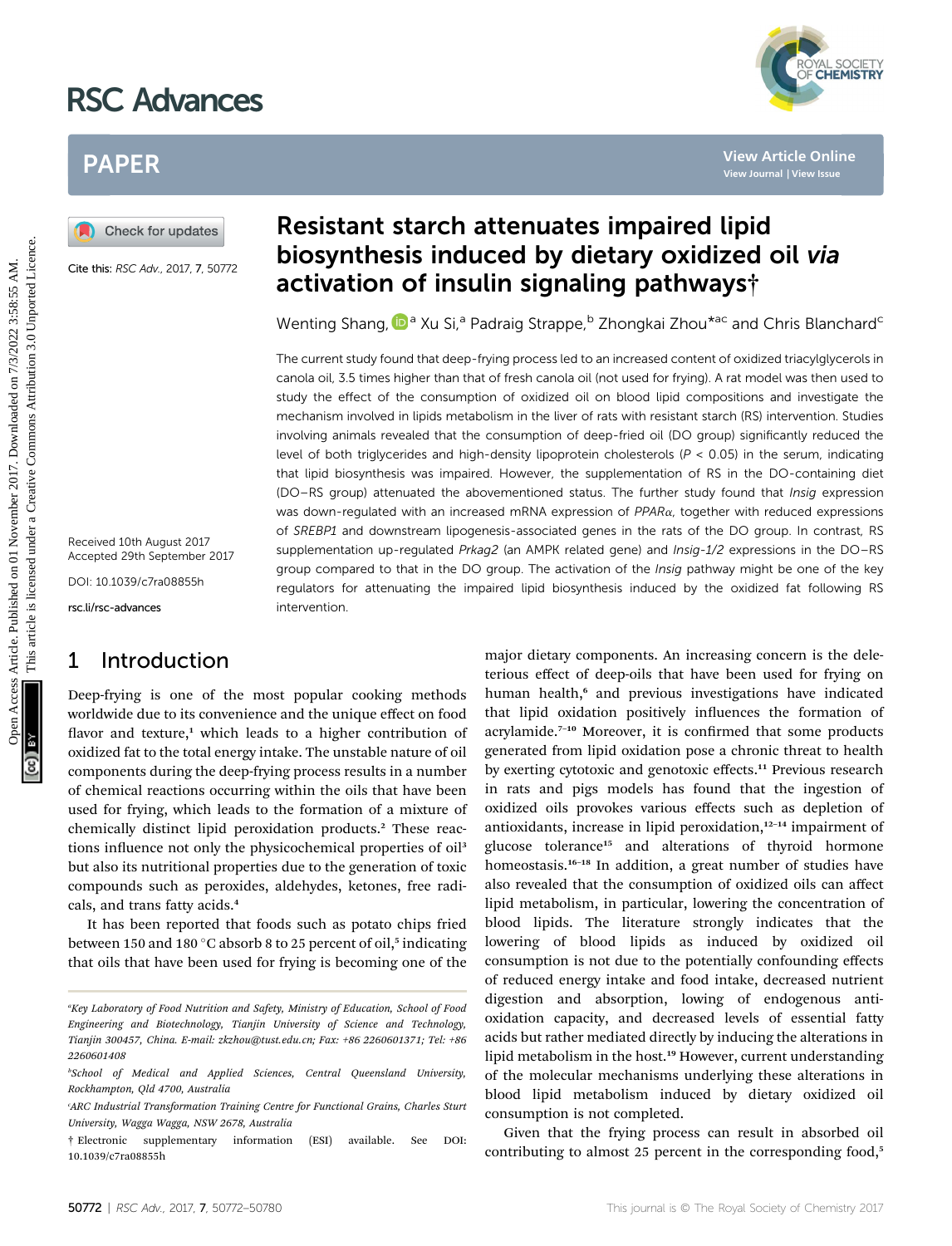# Resistant starch attenuates impaired lipid biosynthesis induced by dietary oxidized oil *via* activation of insulin signaling pathways†

Wenting Shang,[a] Xu Si,[a] Padraig Strappe,[b] Zhongkai Zhou*[ac] and Chris Blanchard[c]

Cite this: RSC Adv., 2017, 7, 50772

Received 10th August 2017
Accepted 29th September 2017

DOI: 10.1039/c7ra08855h

rsc.li/rsc-advances

The current study found that deep-frying process led to an increased content of oxidized triacylglycerols in canola oil, 3.5 times higher than that of fresh canola oil (not used for frying). A rat model was then used to study the effect of the consumption of oxidized oil on blood lipid compositions and investigate the mechanism involved in lipids metabolism in the liver of rats with resistant starch (RS) intervention. Studies involving animals revealed that the consumption of deep-fried oil (DO group) significantly reduced the level of both triglycerides and high-density lipoprotein cholesterols ($P < 0.05$) in the serum, indicating that lipid biosynthesis was impaired. However, the supplementation of RS in the DO-containing diet (DO–RS group) attenuated the abovementioned status. The further study found that *Insig* expression was down-regulated with an increased mRNA expression of *PPARα*, together with reduced expressions of *SREBP1* and downstream lipogenesis-associated genes in the rats of the DO group. In contrast, RS supplementation up-regulated *Prkag2* (an AMPK related gene) and *Insig-1/2* expressions in the DO–RS group compared to that in the DO group. The activation of the *Insig* pathway might be one of the key regulators for attenuating the impaired lipid biosynthesis induced by the oxidized fat following RS intervention.

## 1 Introduction

Deep-frying is one of the most popular cooking methods worldwide due to its convenience and the unique effect on food flavor and texture,[1] which leads to a higher contribution of oxidized fat to the total energy intake. The unstable nature of oil components during the deep-frying process results in a number of chemical reactions occurring within the oils that have been used for frying, which leads to the formation of a mixture of chemically distinct lipid peroxidation products.[2] These reactions influence not only the physicochemical properties of oil[3] but also its nutritional properties due to the generation of toxic compounds such as peroxides, aldehydes, ketones, free radicals, and trans fatty acids.[4]

It has been reported that foods such as potato chips fried between 150 and 180 °C absorb 8 to 25 percent of oil,[5] indicating that oils that have been used for frying is becoming one of the major dietary components. An increasing concern is the deleterious effect of deep-oils that have been used for frying on human health,[6] and previous investigations have indicated that lipid oxidation positively influences the formation of acrylamide.[7–10] Moreover, it is confirmed that some products generated from lipid oxidation pose a chronic threat to health by exerting cytotoxic and genotoxic effects.[11] Previous research in rats and pigs models has found that the ingestion of oxidized oils provokes various effects such as depletion of antioxidants, increase in lipid peroxidation,[12–14] impairment of glucose tolerance[15] and alterations of thyroid hormone homeostasis.[16–18] In addition, a great number of studies have also revealed that the consumption of oxidized oils can affect lipid metabolism, in particular, lowering the concentration of blood lipids. The literature strongly indicates that the lowering of blood lipids as induced by oxidized oil consumption is not due to the potentially confounding effects of reduced energy intake and food intake, decreased nutrient digestion and absorption, lowing of endogenous antioxidation capacity, and decreased levels of essential fatty acids but rather mediated directly by inducing the alterations in lipid metabolism in the host.[19] However, current understanding of the molecular mechanisms underlying these alterations in blood lipid metabolism induced by dietary oxidized oil consumption is not completed.

Given that the frying process can result in absorbed oil contributing to almost 25 percent in the corresponding food,[5]

---

[a] Key Laboratory of Food Nutrition and Safety, Ministry of Education, School of Food Engineering and Biotechnology, Tianjin University of Science and Technology, Tianjin 300457, China. E-mail: zkzhou@tust.edu.cn; Fax: +86 2260601371; Tel: +86 2260601408

[b] School of Medical and Applied Sciences, Central Queensland University, Rockhampton, Qld 4700, Australia

[c] ARC Industrial Transformation Training Centre for Functional Grains, Charles Sturt University, Wagga Wagga, NSW 2678, Australia

† Electronic supplementary information (ESI) available. See DOI: 10.1039/c7ra08855h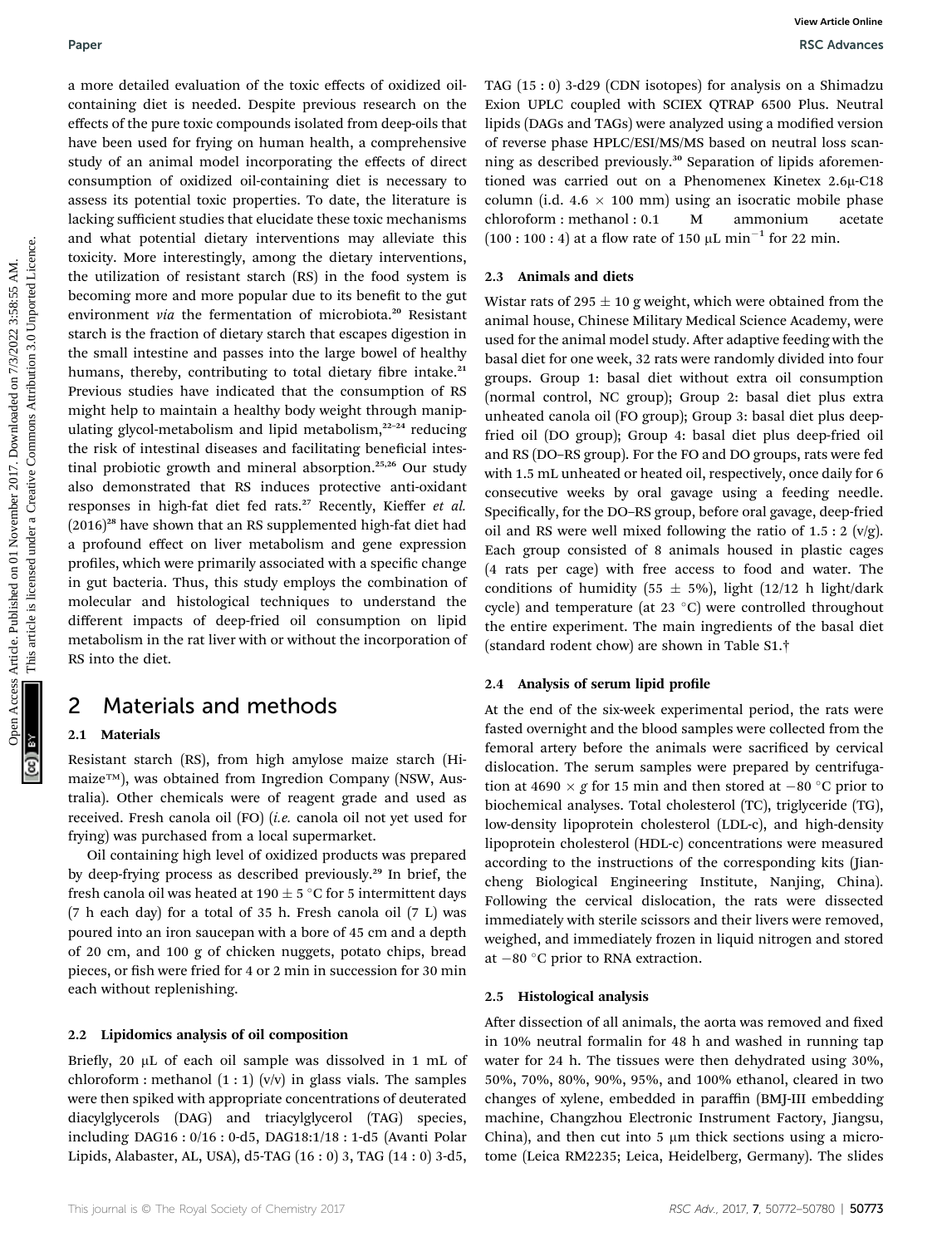a more detailed evaluation of the toxic effects of oxidized oil-containing diet is needed. Despite previous research on the effects of the pure toxic compounds isolated from deep-oils that have been used for frying on human health, a comprehensive study of an animal model incorporating the effects of direct consumption of oxidized oil-containing diet is necessary to assess its potential toxic properties. To date, the literature is lacking sufficient studies that elucidate these toxic mechanisms and what potential dietary interventions may alleviate this toxicity. More interestingly, among the dietary interventions, the utilization of resistant starch (RS) in the food system is becoming more and more popular due to its benefit to the gut environment *via* the fermentation of microbiota.[20] Resistant starch is the fraction of dietary starch that escapes digestion in the small intestine and passes into the large bowel of healthy humans, thereby, contributing to total dietary fibre intake.[21] Previous studies have indicated that the consumption of RS might help to maintain a healthy body weight through manipulating glycol-metabolism and lipid metabolism,[22–24] reducing the risk of intestinal diseases and facilitating beneficial intestinal probiotic growth and mineral absorption.[25,26] Our study also demonstrated that RS induces protective anti-oxidant responses in high-fat diet fed rats.[27] Recently, Kieffer *et al.* (2016)[28] have shown that an RS supplemented high-fat diet had a profound effect on liver metabolism and gene expression profiles, which were primarily associated with a specific change in gut bacteria. Thus, this study employs the combination of molecular and histological techniques to understand the different impacts of deep-fried oil consumption on lipid metabolism in the rat liver with or without the incorporation of RS into the diet.

## 2 Materials and methods

### 2.1 Materials

Resistant starch (RS), from high amylose maize starch (Hi-maize™), was obtained from Ingredion Company (NSW, Australia). Other chemicals were of reagent grade and used as received. Fresh canola oil (FO) (*i.e.* canola oil not yet used for frying) was purchased from a local supermarket.

Oil containing high level of oxidized products was prepared by deep-frying process as described previously.[29] In brief, the fresh canola oil was heated at 190 ± 5 °C for 5 intermittent days (7 h each day) for a total of 35 h. Fresh canola oil (7 L) was poured into an iron saucepan with a bore of 45 cm and a depth of 20 cm, and 100 g of chicken nuggets, potato chips, bread pieces, or fish were fried for 4 or 2 min in succession for 30 min each without replenishing.

### 2.2 Lipidomics analysis of oil composition

Briefly, 20 μL of each oil sample was dissolved in 1 mL of chloroform : methanol (1 : 1) (v/v) in glass vials. The samples were then spiked with appropriate concentrations of deuterated diacylglycerols (DAG) and triacylglycerol (TAG) species, including DAG16 : 0/16 : 0-d5, DAG18:1/18 : 1-d5 (Avanti Polar Lipids, Alabaster, AL, USA), d5-TAG (16 : 0) 3, TAG (14 : 0) 3-d5, TAG (15 : 0) 3-d29 (CDN isotopes) for analysis on a Shimadzu Exion UPLC coupled with SCIEX QTRAP 6500 Plus. Neutral lipids (DAGs and TAGs) were analyzed using a modified version of reverse phase HPLC/ESI/MS/MS based on neutral loss scanning as described previously.[30] Separation of lipids aforementioned was carried out on a Phenomenex Kinetex 2.6μ-C18 column (i.d. 4.6 × 100 mm) using an isocratic mobile phase chloroform : methanol : 0.1 M ammonium acetate (100 : 100 : 4) at a flow rate of 150 μL min$^{-1}$ for 22 min.

### 2.3 Animals and diets

Wistar rats of 295 ± 10 g weight, which were obtained from the animal house, Chinese Military Medical Science Academy, were used for the animal model study. After adaptive feeding with the basal diet for one week, 32 rats were randomly divided into four groups. Group 1: basal diet without extra oil consumption (normal control, NC group); Group 2: basal diet plus extra unheated canola oil (FO group); Group 3: basal diet plus deep-fried oil (DO group); Group 4: basal diet plus deep-fried oil and RS (DO–RS group). For the FO and DO groups, rats were fed with 1.5 mL unheated or heated oil, respectively, once daily for 6 consecutive weeks by oral gavage using a feeding needle. Specifically, for the DO–RS group, before oral gavage, deep-fried oil and RS were well mixed following the ratio of 1.5 : 2 (v/g). Each group consisted of 8 animals housed in plastic cages (4 rats per cage) with free access to food and water. The conditions of humidity (55 ± 5%), light (12/12 h light/dark cycle) and temperature (at 23 °C) were controlled throughout the entire experiment. The main ingredients of the basal diet (standard rodent chow) are shown in Table S1.†

### 2.4 Analysis of serum lipid profile

At the end of the six-week experimental period, the rats were fasted overnight and the blood samples were collected from the femoral artery before the animals were sacrificed by cervical dislocation. The serum samples were prepared by centrifugation at 4690 × *g* for 15 min and then stored at −80 °C prior to biochemical analyses. Total cholesterol (TC), triglyceride (TG), low-density lipoprotein cholesterol (LDL-c), and high-density lipoprotein cholesterol (HDL-c) concentrations were measured according to the instructions of the corresponding kits (Jiancheng Biological Engineering Institute, Nanjing, China). Following the cervical dislocation, the rats were dissected immediately with sterile scissors and their livers were removed, weighed, and immediately frozen in liquid nitrogen and stored at −80 °C prior to RNA extraction.

### 2.5 Histological analysis

After dissection of all animals, the aorta was removed and fixed in 10% neutral formalin for 48 h and washed in running tap water for 24 h. The tissues were then dehydrated using 30%, 50%, 70%, 80%, 90%, 95%, and 100% ethanol, cleared in two changes of xylene, embedded in paraffin (BMJ-III embedding machine, Changzhou Electronic Instrument Factory, Jiangsu, China), and then cut into 5 μm thick sections using a microtome (Leica RM2235; Leica, Heidelberg, Germany). The slides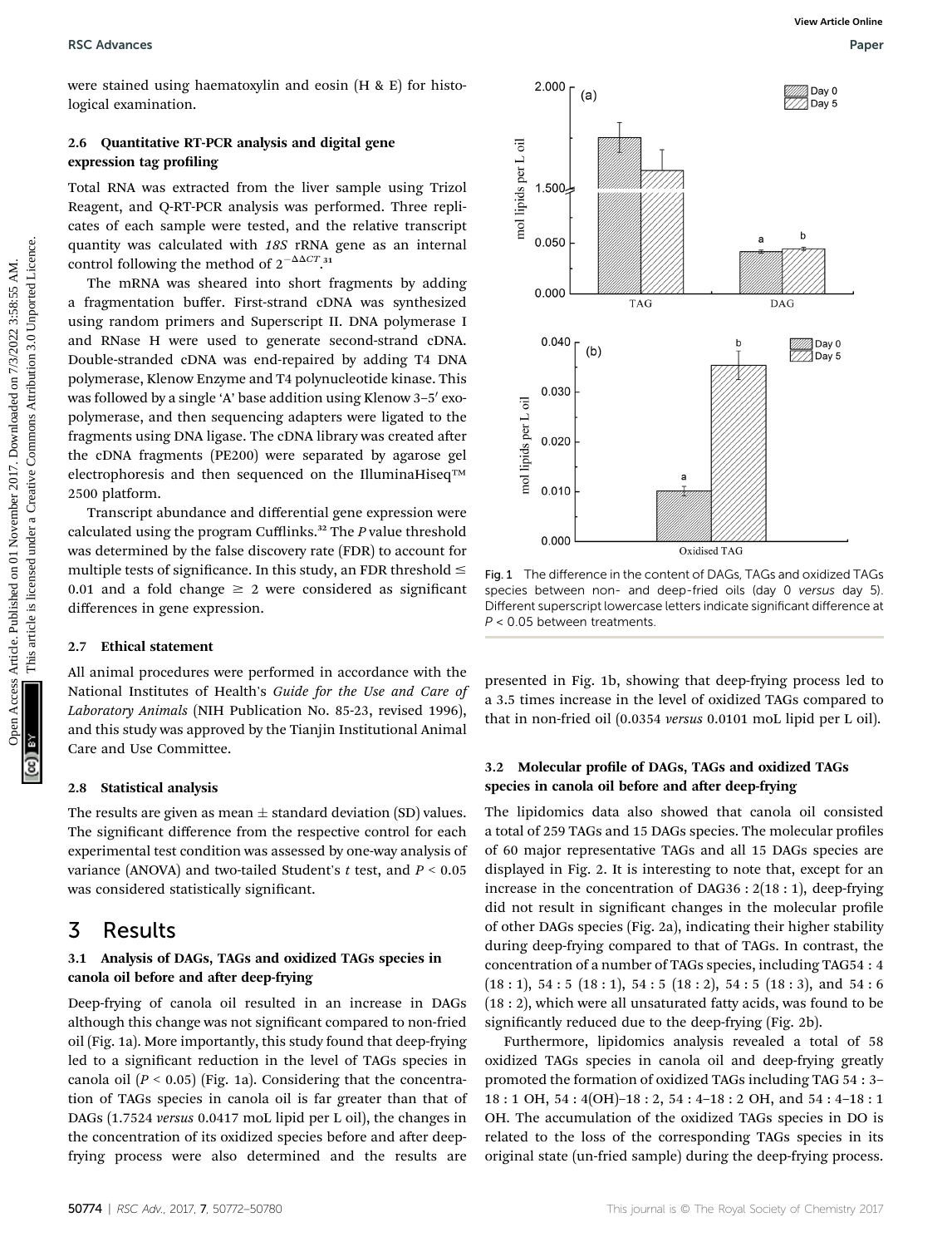were stained using haematoxylin and eosin (H & E) for histological examination.

### 2.6 Quantitative RT-PCR analysis and digital gene expression tag profiling

Total RNA was extracted from the liver sample using Trizol Reagent, and Q-RT-PCR analysis was performed. Three replicates of each sample were tested, and the relative transcript quantity was calculated with *18S* rRNA gene as an internal control following the method of $2^{-\Delta\Delta CT}$.[31]

The mRNA was sheared into short fragments by adding a fragmentation buffer. First-strand cDNA was synthesized using random primers and Superscript II. DNA polymerase I and RNase H were used to generate second-strand cDNA. Double-stranded cDNA was end-repaired by adding T4 DNA polymerase, Klenow Enzyme and T4 polynucleotide kinase. This was followed by a single 'A' base addition using Klenow 3–5′ exo-polymerase, and then sequencing adapters were ligated to the fragments using DNA ligase. The cDNA library was created after the cDNA fragments (PE200) were separated by agarose gel electrophoresis and then sequenced on the IlluminaHiseq™ 2500 platform.

Transcript abundance and differential gene expression were calculated using the program Cufflinks.[32] The *P* value threshold was determined by the false discovery rate (FDR) to account for multiple tests of significance. In this study, an FDR threshold ≤ 0.01 and a fold change ≥ 2 were considered as significant differences in gene expression.

### 2.7 Ethical statement

All animal procedures were performed in accordance with the National Institutes of Health's *Guide for the Use and Care of Laboratory Animals* (NIH Publication No. 85-23, revised 1996), and this study was approved by the Tianjin Institutional Animal Care and Use Committee.

### 2.8 Statistical analysis

The results are given as mean ± standard deviation (SD) values. The significant difference from the respective control for each experimental test condition was assessed by one-way analysis of variance (ANOVA) and two-tailed Student's *t* test, and $P < 0.05$ was considered statistically significant.

# 3 Results

### 3.1 Analysis of DAGs, TAGs and oxidized TAGs species in canola oil before and after deep-frying

Deep-frying of canola oil resulted in an increase in DAGs although this change was not significant compared to non-fried oil (Fig. 1a). More importantly, this study found that deep-frying led to a significant reduction in the level of TAGs species in canola oil ($P < 0.05$) (Fig. 1a). Considering that the concentration of TAGs species in canola oil is far greater than that of DAGs (1.7524 *versus* 0.0417 moL lipid per L oil), the changes in the concentration of its oxidized species before and after deep-frying process were also determined and the results are presented in Fig. 1b, showing that deep-frying process led to a 3.5 times increase in the level of oxidized TAGs compared to that in non-fried oil (0.0354 *versus* 0.0101 moL lipid per L oil).

Fig. 1 The difference in the content of DAGs, TAGs and oxidized TAGs species between non- and deep-fried oils (day 0 *versus* day 5). Different superscript lowercase letters indicate significant difference at $P < 0.05$ between treatments.

### 3.2 Molecular profile of DAGs, TAGs and oxidized TAGs species in canola oil before and after deep-frying

The lipidomics data also showed that canola oil consisted a total of 259 TAGs and 15 DAGs species. The molecular profiles of 60 major representative TAGs and all 15 DAGs species are displayed in Fig. 2. It is interesting to note that, except for an increase in the concentration of DAG36 : 2(18 : 1), deep-frying did not result in significant changes in the molecular profile of other DAGs species (Fig. 2a), indicating their higher stability during deep-frying compared to that of TAGs. In contrast, the concentration of a number of TAGs species, including TAG54 : 4 (18 : 1), 54 : 5 (18 : 1), 54 : 5 (18 : 2), 54 : 5 (18 : 3), and 54 : 6 (18 : 2), which were all unsaturated fatty acids, was found to be significantly reduced due to the deep-frying (Fig. 2b).

Furthermore, lipidomics analysis revealed a total of 58 oxidized TAGs species in canola oil and deep-frying greatly promoted the formation of oxidized TAGs including TAG 54 : 3–18 : 1 OH, 54 : 4(OH)–18 : 2, 54 : 4–18 : 2 OH, and 54 : 4–18 : 1 OH. The accumulation of the oxidized TAGs species in DO is related to the loss of the corresponding TAGs species in its original state (un-fried sample) during the deep-frying process.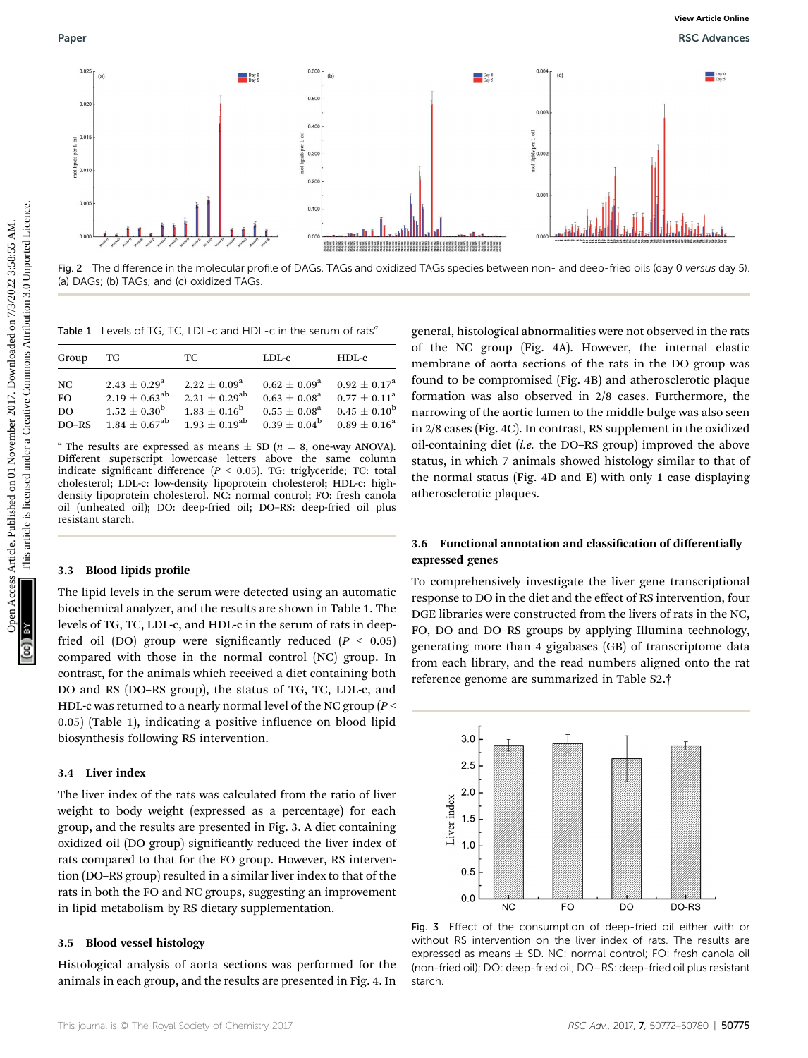Fig. 2 The difference in the molecular profile of DAGs, TAGs and oxidized TAGs species between non- and deep-fried oils (day 0 *versus* day 5). (a) DAGs; (b) TAGs; and (c) oxidized TAGs.

Table 1 Levels of TG, TC, LDL-c and HDL-c in the serum of rats[a]

| Group | TG | TC | LDL-c | HDL-c |
|---|---|---|---|---|
| NC | $2.43 \pm 0.29^{a}$ | $2.22 \pm 0.09^{a}$ | $0.62 \pm 0.09^{a}$ | $0.92 \pm 0.17^{a}$ |
| FO | $2.19 \pm 0.63^{ab}$ | $2.21 \pm 0.29^{ab}$ | $0.63 \pm 0.08^{a}$ | $0.77 \pm 0.11^{a}$ |
| DO | $1.52 \pm 0.30^{b}$ | $1.83 \pm 0.16^{b}$ | $0.55 \pm 0.08^{a}$ | $0.45 \pm 0.10^{b}$ |
| DO–RS | $1.84 \pm 0.67^{ab}$ | $1.93 \pm 0.19^{ab}$ | $0.39 \pm 0.04^{b}$ | $0.89 \pm 0.16^{a}$ |

[a] The results are expressed as means ± SD ($n = 8$, one-way ANOVA). Different superscript lowercase letters above the same column indicate significant difference ($P < 0.05$). TG: triglyceride; TC: total cholesterol; LDL-c: low-density lipoprotein cholesterol; HDL-c: high-density lipoprotein cholesterol. NC: normal control; FO: fresh canola oil (unheated oil); DO: deep-fried oil; DO–RS: deep-fried oil plus resistant starch.

### 3.3 Blood lipids profile

The lipid levels in the serum were detected using an automatic biochemical analyzer, and the results are shown in Table 1. The levels of TG, TC, LDL-c, and HDL-c in the serum of rats in deep-fried oil (DO) group were significantly reduced ($P < 0.05$) compared with those in the normal control (NC) group. In contrast, for the animals which received a diet containing both DO and RS (DO–RS group), the status of TG, TC, LDL-c, and HDL-c was returned to a nearly normal level of the NC group ($P < 0.05$) (Table 1), indicating a positive influence on blood lipid biosynthesis following RS intervention.

### 3.4 Liver index

The liver index of the rats was calculated from the ratio of liver weight to body weight (expressed as a percentage) for each group, and the results are presented in Fig. 3. A diet containing oxidized oil (DO group) significantly reduced the liver index of rats compared to that for the FO group. However, RS intervention (DO–RS group) resulted in a similar liver index to that of the rats in both the FO and NC groups, suggesting an improvement in lipid metabolism by RS dietary supplementation.

### 3.5 Blood vessel histology

Histological analysis of aorta sections was performed for the animals in each group, and the results are presented in Fig. 4. In general, histological abnormalities were not observed in the rats of the NC group (Fig. 4A). However, the internal elastic membrane of aorta sections of the rats in the DO group was found to be compromised (Fig. 4B) and atherosclerotic plaque formation was also observed in 2/8 cases. Furthermore, the narrowing of the aortic lumen to the middle bulge was also seen in 2/8 cases (Fig. 4C). In contrast, RS supplement in the oxidized oil-containing diet (*i.e.* the DO–RS group) improved the above status, in which 7 animals showed histology similar to that of the normal status (Fig. 4D and E) with only 1 case displaying atherosclerotic plaques.

### 3.6 Functional annotation and classification of differentially expressed genes

To comprehensively investigate the liver gene transcriptional response to DO in the diet and the effect of RS intervention, four DGE libraries were constructed from the livers of rats in the NC, FO, DO and DO–RS groups by applying Illumina technology, generating more than 4 gigabases (GB) of transcriptome data from each library, and the read numbers aligned onto the rat reference genome are summarized in Table S2.†

Fig. 3 Effect of the consumption of deep-fried oil either with or without RS intervention on the liver index of rats. The results are expressed as means ± SD. NC: normal control; FO: fresh canola oil (non-fried oil); DO: deep-fried oil; DO–RS: deep-fried oil plus resistant starch.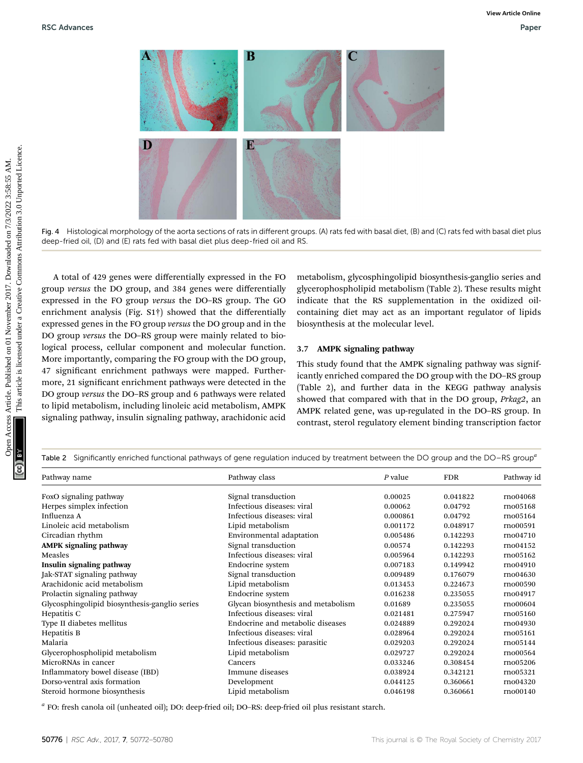Fig. 4 Histological morphology of the aorta sections of rats in different groups. (A) rats fed with basal diet, (B) and (C) rats fed with basal diet plus deep-fried oil, (D) and (E) rats fed with basal diet plus deep-fried oil and RS.

A total of 429 genes were differentially expressed in the FO group *versus* the DO group, and 384 genes were differentially expressed in the FO group *versus* the DO–RS group. The GO enrichment analysis (Fig. S1†) showed that the differentially expressed genes in the FO group *versus* the DO group and in the DO group *versus* the DO–RS group were mainly related to biological process, cellular component and molecular function. More importantly, comparing the FO group with the DO group, 47 significant enrichment pathways were mapped. Furthermore, 21 significant enrichment pathways were detected in the DO group *versus* the DO–RS group and 6 pathways were related to lipid metabolism, including linoleic acid metabolism, AMPK signaling pathway, insulin signaling pathway, arachidonic acid metabolism, glycosphingolipid biosynthesis-ganglio series and glycerophospholipid metabolism (Table 2). These results might indicate that the RS supplementation in the oxidized oil-containing diet may act as an important regulator of lipids biosynthesis at the molecular level.

### 3.7 AMPK signaling pathway

This study found that the AMPK signaling pathway was significantly enriched compared the DO group with the DO–RS group (Table 2), and further data in the KEGG pathway analysis showed that compared with that in the DO group, *Prkag2*, an AMPK related gene, was up-regulated in the DO–RS group. In contrast, sterol regulatory element binding transcription factor

Table 2 Significantly enriched functional pathways of gene regulation induced by treatment between the DO group and the DO–RS group[a]

| Pathway name | Pathway class | P value | FDR | Pathway id |
|---|---|---|---|---|
| FoxO signaling pathway | Signal transduction | 0.00025 | 0.041822 | rno04068 |
| Herpes simplex infection | Infectious diseases: viral | 0.00062 | 0.04792 | rno05168 |
| Influenza A | Infectious diseases: viral | 0.000861 | 0.04792 | rno05164 |
| Linoleic acid metabolism | Lipid metabolism | 0.001172 | 0.048917 | rno00591 |
| Circadian rhythm | Environmental adaptation | 0.005486 | 0.142293 | rno04710 |
| **AMPK signaling pathway** | Signal transduction | 0.00574 | 0.142293 | rno04152 |
| Measles | Infectious diseases: viral | 0.005964 | 0.142293 | rno05162 |
| **Insulin signaling pathway** | Endocrine system | 0.007183 | 0.149942 | rno04910 |
| Jak-STAT signaling pathway | Signal transduction | 0.009489 | 0.176079 | rno04630 |
| Arachidonic acid metabolism | Lipid metabolism | 0.013453 | 0.224673 | rno00590 |
| Prolactin signaling pathway | Endocrine system | 0.016238 | 0.235055 | rno04917 |
| Glycosphingolipid biosynthesis-ganglio series | Glycan biosynthesis and metabolism | 0.01689 | 0.235055 | rno00604 |
| Hepatitis C | Infectious diseases: viral | 0.021481 | 0.275947 | rno05160 |
| Type II diabetes mellitus | Endocrine and metabolic diseases | 0.024889 | 0.292024 | rno04930 |
| Hepatitis B | Infectious diseases: viral | 0.028964 | 0.292024 | rno05161 |
| Malaria | Infectious diseases: parasitic | 0.029203 | 0.292024 | rno05144 |
| Glycerophospholipid metabolism | Lipid metabolism | 0.029727 | 0.292024 | rno00564 |
| MicroRNAs in cancer | Cancers | 0.033246 | 0.308454 | rno05206 |
| Inflammatory bowel disease (IBD) | Immune diseases | 0.038924 | 0.342121 | rno05321 |
| Dorso-ventral axis formation | Development | 0.044125 | 0.360661 | rno04320 |
| Steroid hormone biosynthesis | Lipid metabolism | 0.046198 | 0.360661 | rno00140 |

[a] FO: fresh canola oil (unheated oil); DO: deep-fried oil; DO–RS: deep-fried oil plus resistant starch.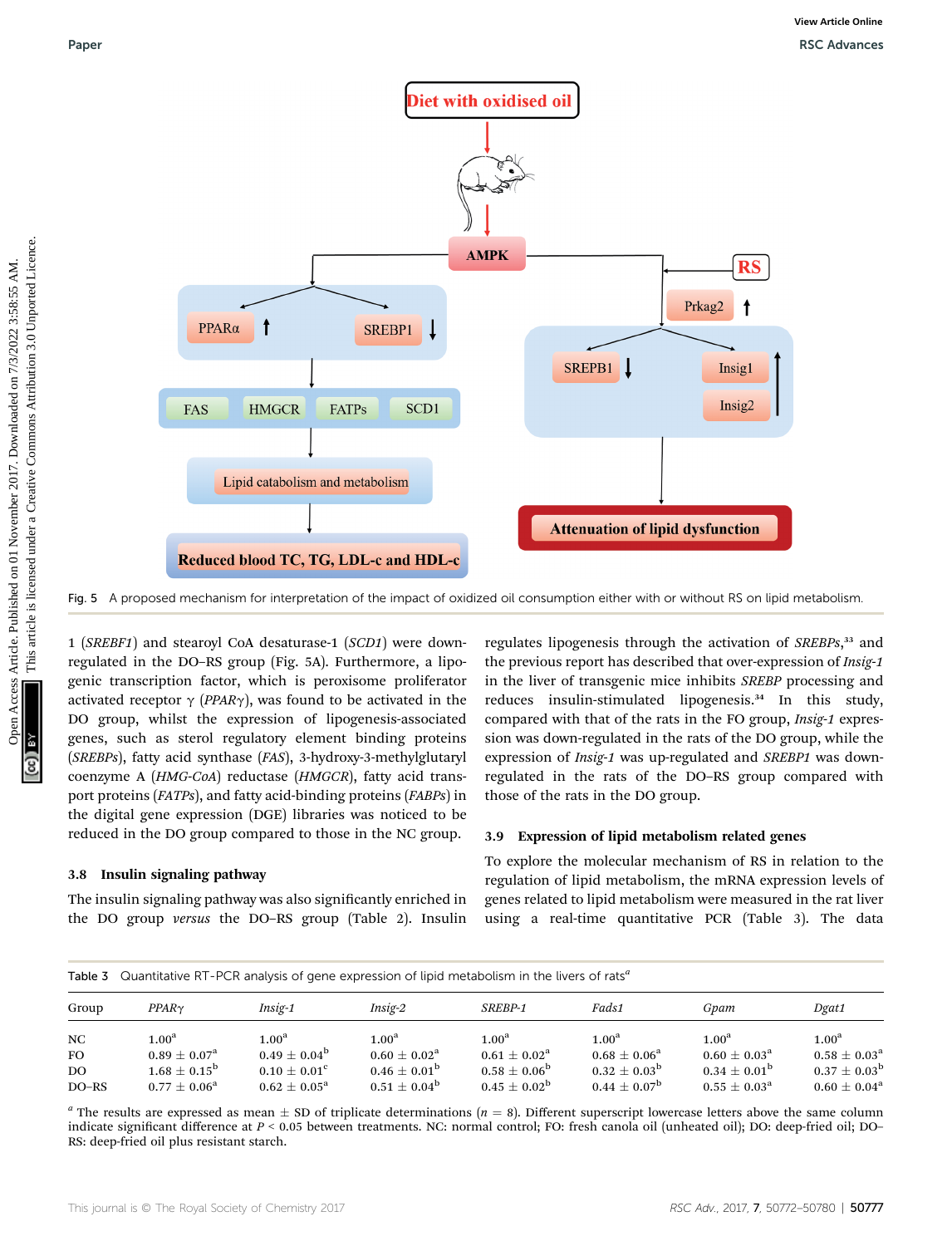Fig. 5 A proposed mechanism for interpretation of the impact of oxidized oil consumption either with or without RS on lipid metabolism.

1 (*SREBF1*) and stearoyl CoA desaturase-1 (*SCD1*) were down-regulated in the DO–RS group (Fig. 5A). Furthermore, a lipogenic transcription factor, which is peroxisome proliferator activated receptor γ (*PPARγ*), was found to be activated in the DO group, whilst the expression of lipogenesis-associated genes, such as sterol regulatory element binding proteins (*SREBPs*), fatty acid synthase (*FAS*), 3-hydroxy-3-methylglutaryl coenzyme A (*HMG-CoA*) reductase (*HMGCR*), fatty acid transport proteins (*FATPs*), and fatty acid-binding proteins (*FABPs*) in the digital gene expression (DGE) libraries was noticed to be reduced in the DO group compared to those in the NC group.

### 3.8 Insulin signaling pathway

The insulin signaling pathway was also significantly enriched in the DO group *versus* the DO–RS group (Table 2). Insulin regulates lipogenesis through the activation of *SREBPs*,[33] and the previous report has described that over-expression of *Insig-1* in the liver of transgenic mice inhibits *SREBP* processing and reduces insulin-stimulated lipogenesis.[34] In this study, compared with that of the rats in the FO group, *Insig-1* expression was down-regulated in the rats of the DO group, while the expression of *Insig-1* was up-regulated and *SREBP1* was down-regulated in the rats of the DO–RS group compared with those of the rats in the DO group.

### 3.9 Expression of lipid metabolism related genes

To explore the molecular mechanism of RS in relation to the regulation of lipid metabolism, the mRNA expression levels of genes related to lipid metabolism were measured in the rat liver using a real-time quantitative PCR (Table 3). The data

Table 3 Quantitative RT-PCR analysis of gene expression of lipid metabolism in the livers of rats[a]

| Group | *PPARγ* | *Insig-1* | *Insig-2* | *SREBP-1* | *Fads1* | *Gpam* | *Dgat1* |
|---|---|---|---|---|---|---|---|
| NC | 1.00[a] | 1.00[a] | 1.00[a] | 1.00[a] | 1.00[a] | 1.00[a] | 1.00[a] |
| FO | 0.89 ± 0.07[a] | 0.49 ± 0.04[b] | 0.60 ± 0.02[a] | 0.61 ± 0.02[a] | 0.68 ± 0.06[a] | 0.60 ± 0.03[a] | 0.58 ± 0.03[a] |
| DO | 1.68 ± 0.15[b] | 0.10 ± 0.01[c] | 0.46 ± 0.01[b] | 0.58 ± 0.06[b] | 0.32 ± 0.03[b] | 0.34 ± 0.01[b] | 0.37 ± 0.03[b] |
| DO–RS | 0.77 ± 0.06[a] | 0.62 ± 0.05[a] | 0.51 ± 0.04[b] | 0.45 ± 0.02[b] | 0.44 ± 0.07[b] | 0.55 ± 0.03[a] | 0.60 ± 0.04[a] |

[a] The results are expressed as mean ± SD of triplicate determinations ($n = 8$). Different superscript lowercase letters above the same column indicate significant difference at $P < 0.05$ between treatments. NC: normal control; FO: fresh canola oil (unheated oil); DO: deep-fried oil; DO–RS: deep-fried oil plus resistant starch.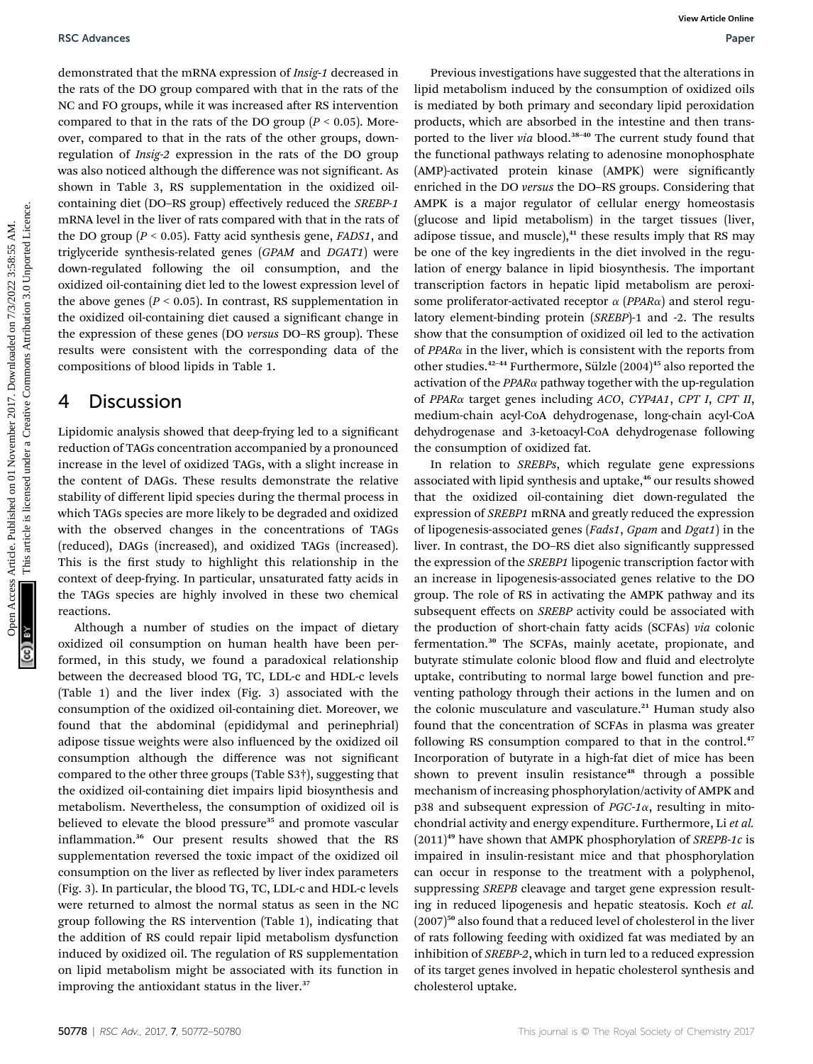demonstrated that the mRNA expression of *Insig-1* decreased in the rats of the DO group compared with that in the rats of the NC and FO groups, while it was increased after RS intervention compared to that in the rats of the DO group ($P < 0.05$). Moreover, compared to that in the rats of the other groups, down-regulation of *Insig-2* expression in the rats of the DO group was also noticed although the difference was not significant. As shown in Table 3, RS supplementation in the oxidized oil-containing diet (DO–RS group) effectively reduced the *SREBP-1* mRNA level in the liver of rats compared with that in the rats of the DO group ($P < 0.05$). Fatty acid synthesis gene, *FADS1*, and triglyceride synthesis-related genes (*GPAM* and *DGAT1*) were down-regulated following the oil consumption, and the oxidized oil-containing diet led to the lowest expression level of the above genes ($P < 0.05$). In contrast, RS supplementation in the oxidized oil-containing diet caused a significant change in the expression of these genes (DO *versus* DO–RS group). These results were consistent with the corresponding data of the compositions of blood lipids in Table 1.

## 4 Discussion

Lipidomic analysis showed that deep-frying led to a significant reduction of TAGs concentration accompanied by a pronounced increase in the level of oxidized TAGs, with a slight increase in the content of DAGs. These results demonstrate the relative stability of different lipid species during the thermal process in which TAGs species are more likely to be degraded and oxidized with the observed changes in the concentrations of TAGs (reduced), DAGs (increased), and oxidized TAGs (increased). This is the first study to highlight this relationship in the context of deep-frying. In particular, unsaturated fatty acids in the TAGs species are highly involved in these two chemical reactions.

Although a number of studies on the impact of dietary oxidized oil consumption on human health have been performed, in this study, we found a paradoxical relationship between the decreased blood TG, TC, LDL-c and HDL-c levels (Table 1) and the liver index (Fig. 3) associated with the consumption of the oxidized oil-containing diet. Moreover, we found that the abdominal (epididymal and perinephrial) adipose tissue weights were also influenced by the oxidized oil consumption although the difference was not significant compared to the other three groups (Table S3†), suggesting that the oxidized oil-containing diet impairs lipid biosynthesis and metabolism. Nevertheless, the consumption of oxidized oil is believed to elevate the blood pressure[35] and promote vascular inflammation.[36] Our present results showed that the RS supplementation reversed the toxic impact of the oxidized oil consumption on the liver as reflected by liver index parameters (Fig. 3). In particular, the blood TG, TC, LDL-c and HDL-c levels were returned to almost the normal status as seen in the NC group following the RS intervention (Table 1), indicating that the addition of RS could repair lipid metabolism dysfunction induced by oxidized oil. The regulation of RS supplementation on lipid metabolism might be associated with its function in improving the antioxidant status in the liver.[37]

Previous investigations have suggested that the alterations in lipid metabolism induced by the consumption of oxidized oils is mediated by both primary and secondary lipid peroxidation products, which are absorbed in the intestine and then transported to the liver *via* blood.[38–40] The current study found that the functional pathways relating to adenosine monophosphate (AMP)-activated protein kinase (AMPK) were significantly enriched in the DO *versus* the DO–RS groups. Considering that AMPK is a major regulator of cellular energy homeostasis (glucose and lipid metabolism) in the target tissues (liver, adipose tissue, and muscle),[41] these results imply that RS may be one of the key ingredients in the diet involved in the regulation of energy balance in lipid biosynthesis. The important transcription factors in hepatic lipid metabolism are peroxisome proliferator-activated receptor α (*PPARα*) and sterol regulatory element-binding protein (*SREBP*)-1 and -2. The results show that the consumption of oxidized oil led to the activation of *PPARα* in the liver, which is consistent with the reports from other studies.[42–44] Furthermore, Sülzle (2004)[45] also reported the activation of the *PPARα* pathway together with the up-regulation of *PPARα* target genes including *ACO*, *CYP4A1*, *CPT I*, *CPT II*, medium-chain acyl-CoA dehydrogenase, long-chain acyl-CoA dehydrogenase and 3-ketoacyl-CoA dehydrogenase following the consumption of oxidized fat.

In relation to *SREBPs*, which regulate gene expressions associated with lipid synthesis and uptake,[46] our results showed that the oxidized oil-containing diet down-regulated the expression of *SREBP1* mRNA and greatly reduced the expression of lipogenesis-associated genes (*Fads1*, *Gpam* and *Dgat1*) in the liver. In contrast, the DO–RS diet also significantly suppressed the expression of the *SREBP1* lipogenic transcription factor with an increase in lipogenesis-associated genes relative to the DO group. The role of RS in activating the AMPK pathway and its subsequent effects on *SREBP* activity could be associated with the production of short-chain fatty acids (SCFAs) *via* colonic fermentation.[30] The SCFAs, mainly acetate, propionate, and butyrate stimulate colonic blood flow and fluid and electrolyte uptake, contributing to normal large bowel function and preventing pathology through their actions in the lumen and on the colonic musculature and vasculature.[21] Human study also found that the concentration of SCFAs in plasma was greater following RS consumption compared to that in the control.[47] Incorporation of butyrate in a high-fat diet of mice has been shown to prevent insulin resistance[48] through a possible mechanism of increasing phosphorylation/activity of AMPK and p38 and subsequent expression of *PGC-1α*, resulting in mitochondrial activity and energy expenditure. Furthermore, Li *et al.* (2011)[49] have shown that AMPK phosphorylation of *SREPB-1c* is impaired in insulin-resistant mice and that phosphorylation can occur in response to the treatment with a polyphenol, suppressing *SREPB* cleavage and target gene expression resulting in reduced lipogenesis and hepatic steatosis. Koch *et al.* (2007)[50] also found that a reduced level of cholesterol in the liver of rats following feeding with oxidized fat was mediated by an inhibition of *SREBP-2*, which in turn led to a reduced expression of its target genes involved in hepatic cholesterol synthesis and cholesterol uptake.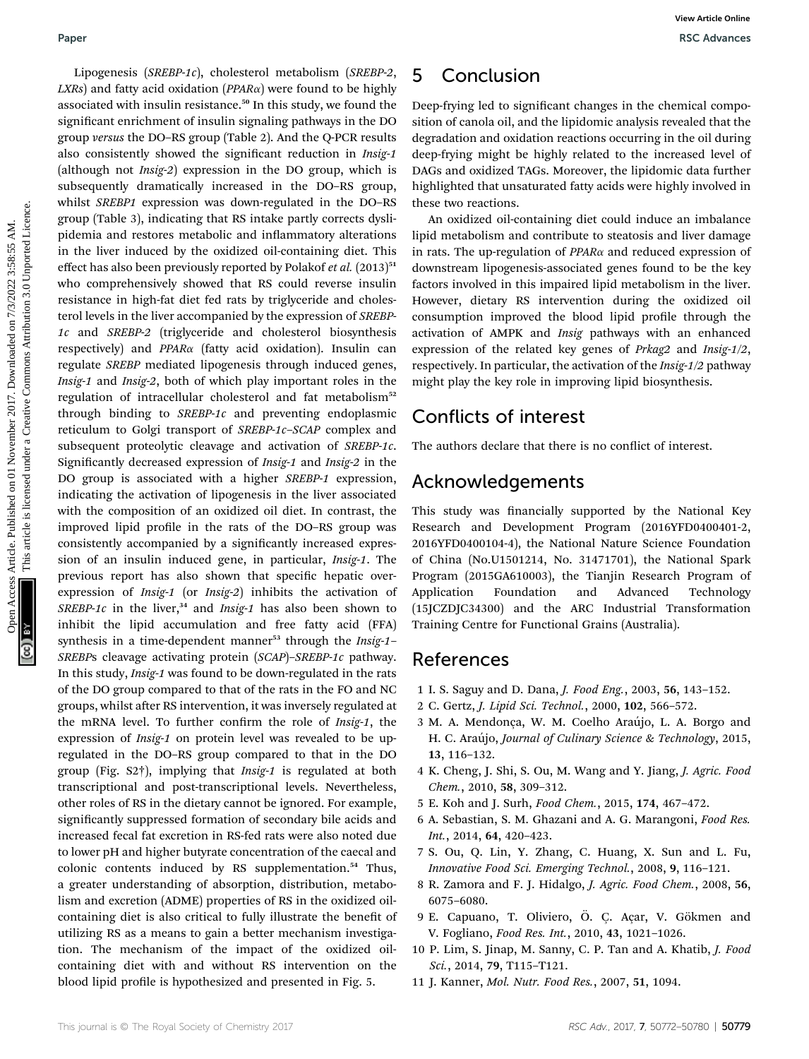Lipogenesis (*SREBP-1c*), cholesterol metabolism (*SREBP-2*, *LXRs*) and fatty acid oxidation (*PPARα*) were found to be highly associated with insulin resistance.[50] In this study, we found the significant enrichment of insulin signaling pathways in the DO group *versus* the DO–RS group (Table 2). And the Q-PCR results also consistently showed the significant reduction in *Insig-1* (although not *Insig-2*) expression in the DO group, which is subsequently dramatically increased in the DO–RS group, whilst *SREBP1* expression was down-regulated in the DO–RS group (Table 3), indicating that RS intake partly corrects dyslipidemia and restores metabolic and inflammatory alterations in the liver induced by the oxidized oil-containing diet. This effect has also been previously reported by Polakof *et al.* (2013)[51] who comprehensively showed that RS could reverse insulin resistance in high-fat diet fed rats by triglyceride and cholesterol levels in the liver accompanied by the expression of *SREBP-1c* and *SREBP-2* (triglyceride and cholesterol biosynthesis respectively) and *PPARα* (fatty acid oxidation). Insulin can regulate *SREBP* mediated lipogenesis through induced genes, *Insig-1* and *Insig-2*, both of which play important roles in the regulation of intracellular cholesterol and fat metabolism[52] through binding to *SREBP-1c* and preventing endoplasmic reticulum to Golgi transport of *SREBP-1c–SCAP* complex and subsequent proteolytic cleavage and activation of *SREBP-1c*. Significantly decreased expression of *Insig-1* and *Insig-2* in the DO group is associated with a higher *SREBP-1* expression, indicating the activation of lipogenesis in the liver associated with the composition of an oxidized oil diet. In contrast, the improved lipid profile in the rats of the DO–RS group was consistently accompanied by a significantly increased expression of an insulin induced gene, in particular, *Insig-1*. The previous report has also shown that specific hepatic overexpression of *Insig-1* (or *Insig-2*) inhibits the activation of *SREBP-1c* in the liver,[34] and *Insig-1* has also been shown to inhibit the lipid accumulation and free fatty acid (FFA) synthesis in a time-dependent manner[53] through the *Insig-1–SREBPs* cleavage activating protein (*SCAP*)–*SREBP-1c* pathway. In this study, *Insig-1* was found to be down-regulated in the rats of the DO group compared to that of the rats in the FO and NC groups, whilst after RS intervention, it was inversely regulated at the mRNA level. To further confirm the role of *Insig-1*, the expression of *Insig-1* on protein level was revealed to be up-regulated in the DO–RS group compared to that in the DO group (Fig. S2†), implying that *Insig-1* is regulated at both transcriptional and post-transcriptional levels. Nevertheless, other roles of RS in the dietary cannot be ignored. For example, significantly suppressed formation of secondary bile acids and increased fecal fat excretion in RS-fed rats were also noted due to lower pH and higher butyrate concentration of the caecal and colonic contents induced by RS supplementation.[54] Thus, a greater understanding of absorption, distribution, metabolism and excretion (ADME) properties of RS in the oxidized oil-containing diet is also critical to fully illustrate the benefit of utilizing RS as a means to gain a better mechanism investigation. The mechanism of the impact of the oxidized oil-containing diet with and without RS intervention on the blood lipid profile is hypothesized and presented in Fig. 5.

# 5 Conclusion

Deep-frying led to significant changes in the chemical composition of canola oil, and the lipidomic analysis revealed that the degradation and oxidation reactions occurring in the oil during deep-frying might be highly related to the increased level of DAGs and oxidized TAGs. Moreover, the lipidomic data further highlighted that unsaturated fatty acids were highly involved in these two reactions.

An oxidized oil-containing diet could induce an imbalance lipid metabolism and contribute to steatosis and liver damage in rats. The up-regulation of *PPARα* and reduced expression of downstream lipogenesis-associated genes found to be the key factors involved in this impaired lipid metabolism in the liver. However, dietary RS intervention during the oxidized oil consumption improved the blood lipid profile through the activation of AMPK and *Insig* pathways with an enhanced expression of the related key genes of *Prkag2* and *Insig-1/2*, respectively. In particular, the activation of the *Insig-1/2* pathway might play the key role in improving lipid biosynthesis.

## Conflicts of interest

The authors declare that there is no conflict of interest.

## Acknowledgements

This study was financially supported by the National Key Research and Development Program (2016YFD0400401-2, 2016YFD0400104-4), the National Nature Science Foundation of China (No.U1501214, No. 31471701), the National Spark Program (2015GA610003), the Tianjin Research Program of Application Foundation and Advanced Technology (15JCZDJC34300) and the ARC Industrial Transformation Training Centre for Functional Grains (Australia).

## References

1. I. S. Saguy and D. Dana, *J. Food Eng.*, 2003, **56**, 143–152.
2. C. Gertz, *J. Lipid Sci. Technol.*, 2000, **102**, 566–572.
3. M. A. Mendonça, W. M. Coelho Araújo, L. A. Borgo and H. C. Araújo, *Journal of Culinary Science & Technology*, 2015, **13**, 116–132.
4. K. Cheng, J. Shi, S. Ou, M. Wang and Y. Jiang, *J. Agric. Food Chem.*, 2010, **58**, 309–312.
5. E. Koh and J. Surh, *Food Chem.*, 2015, **174**, 467–472.
6. A. Sebastian, S. M. Ghazani and A. G. Marangoni, *Food Res. Int.*, 2014, **64**, 420–423.
7. S. Ou, Q. Lin, Y. Zhang, C. Huang, X. Sun and L. Fu, *Innovative Food Sci. Emerging Technol.*, 2008, **9**, 116–121.
8. R. Zamora and F. J. Hidalgo, *J. Agric. Food Chem.*, 2008, **56**, 6075–6080.
9. E. Capuano, T. Oliviero, Ö. Ç. Açar, V. Gökmen and V. Fogliano, *Food Res. Int.*, 2010, **43**, 1021–1026.
10. P. Lim, S. Jinap, M. Sanny, C. P. Tan and A. Khatib, *J. Food Sci.*, 2014, **79**, T115–T121.
11. J. Kanner, *Mol. Nutr. Food Res.*, 2007, **51**, 1094.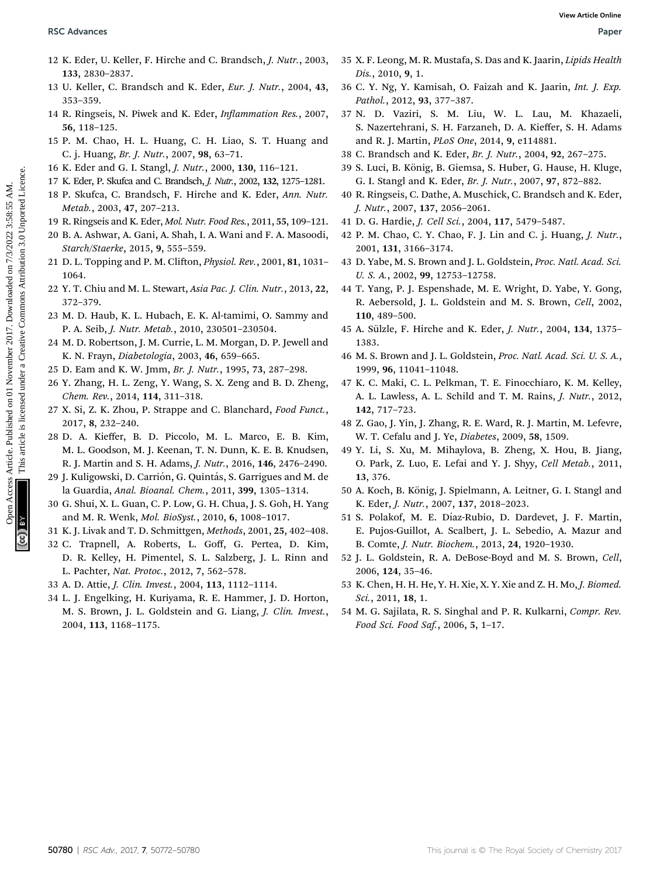12 K. Eder, U. Keller, F. Hirche and C. Brandsch, *J. Nutr.*, 2003, **133**, 2830–2837.

13 U. Keller, C. Brandsch and K. Eder, *Eur. J. Nutr.*, 2004, **43**, 353–359.

14 R. Ringseis, N. Piwek and K. Eder, *Inflammation Res.*, 2007, **56**, 118–125.

15 P. M. Chao, H. L. Huang, C. H. Liao, S. T. Huang and C. j. Huang, *Br. J. Nutr.*, 2007, **98**, 63–71.

16 K. Eder and G. I. Stangl, *J. Nutr.*, 2000, **130**, 116–121.

17 K. Eder, P. Skufca and C. Brandsch, *J. Nutr.*, 2002, **132**, 1275–1281.

18 P. Skufca, C. Brandsch, F. Hirche and K. Eder, *Ann. Nutr. Metab.*, 2003, **47**, 207–213.

19 R. Ringseis and K. Eder, *Mol. Nutr. Food Res.*, 2011, **55**, 109–121.

20 B. A. Ashwar, A. Gani, A. Shah, I. A. Wani and F. A. Masoodi, *Starch/Staerke*, 2015, **9**, 555–559.

21 D. L. Topping and P. M. Clifton, *Physiol. Rev.*, 2001, **81**, 1031–1064.

22 Y. T. Chiu and M. L. Stewart, *Asia Pac. J. Clin. Nutr.*, 2013, **22**, 372–379.

23 M. D. Haub, K. L. Hubach, E. K. Al-tamimi, O. Sammy and P. A. Seib, *J. Nutr. Metab.*, 2010, 230501–230504.

24 M. D. Robertson, J. M. Currie, L. M. Morgan, D. P. Jewell and K. N. Frayn, *Diabetologia*, 2003, **46**, 659–665.

25 D. Eam and K. W. Jmm, *Br. J. Nutr.*, 1995, **73**, 287–298.

26 Y. Zhang, H. L. Zeng, Y. Wang, S. X. Zeng and B. D. Zheng, *Chem. Rev.*, 2014, **114**, 311–318.

27 X. Si, Z. K. Zhou, P. Strappe and C. Blanchard, *Food Funct.*, 2017, **8**, 232–240.

28 D. A. Kieffer, B. D. Piccolo, M. L. Marco, E. B. Kim, M. L. Goodson, M. J. Keenan, T. N. Dunn, K. E. B. Knudsen, R. J. Martin and S. H. Adams, *J. Nutr.*, 2016, **146**, 2476–2490.

29 J. Kuligowski, D. Carrión, G. Quintás, S. Garrigues and M. de la Guardia, *Anal. Bioanal. Chem.*, 2011, **399**, 1305–1314.

30 G. Shui, X. L. Guan, C. P. Low, G. H. Chua, J. S. Goh, H. Yang and M. R. Wenk, *Mol. BioSyst.*, 2010, **6**, 1008–1017.

31 K. J. Livak and T. D. Schmittgen, *Methods*, 2001, **25**, 402–408.

32 C. Trapnell, A. Roberts, L. Goff, G. Pertea, D. Kim, D. R. Kelley, H. Pimentel, S. L. Salzberg, J. L. Rinn and L. Pachter, *Nat. Protoc.*, 2012, **7**, 562–578.

33 A. D. Attie, *J. Clin. Invest.*, 2004, **113**, 1112–1114.

34 L. J. Engelking, H. Kuriyama, R. E. Hammer, J. D. Horton, M. S. Brown, J. L. Goldstein and G. Liang, *J. Clin. Invest.*, 2004, **113**, 1168–1175.

35 X. F. Leong, M. R. Mustafa, S. Das and K. Jaarin, *Lipids Health Dis.*, 2010, **9**, 1.

36 C. Y. Ng, Y. Kamisah, O. Faizah and K. Jaarin, *Int. J. Exp. Pathol.*, 2012, **93**, 377–387.

37 N. D. Vaziri, S. M. Liu, W. L. Lau, M. Khazaeli, S. Nazertehrani, S. H. Farzaneh, D. A. Kieffer, S. H. Adams and R. J. Martin, *PLoS One*, 2014, **9**, e114881.

38 C. Brandsch and K. Eder, *Br. J. Nutr.*, 2004, **92**, 267–275.

39 S. Luci, B. König, B. Giemsa, S. Huber, G. Hause, H. Kluge, G. I. Stangl and K. Eder, *Br. J. Nutr.*, 2007, **97**, 872–882.

40 R. Ringseis, C. Dathe, A. Muschick, C. Brandsch and K. Eder, *J. Nutr.*, 2007, **137**, 2056–2061.

41 D. G. Hardie, *J. Cell Sci.*, 2004, **117**, 5479–5487.

42 P. M. Chao, C. Y. Chao, F. J. Lin and C. j. Huang, *J. Nutr.*, 2001, **131**, 3166–3174.

43 D. Yabe, M. S. Brown and J. L. Goldstein, *Proc. Natl. Acad. Sci. U. S. A.*, 2002, **99**, 12753–12758.

44 T. Yang, P. J. Espenshade, M. E. Wright, D. Yabe, Y. Gong, R. Aebersold, J. L. Goldstein and M. S. Brown, *Cell*, 2002, **110**, 489–500.

45 A. Sülzle, F. Hirche and K. Eder, *J. Nutr.*, 2004, **134**, 1375–1383.

46 M. S. Brown and J. L. Goldstein, *Proc. Natl. Acad. Sci. U. S. A.*, 1999, **96**, 11041–11048.

47 K. C. Maki, C. L. Pelkman, T. E. Finocchiaro, K. M. Kelley, A. L. Lawless, A. L. Schild and T. M. Rains, *J. Nutr.*, 2012, **142**, 717–723.

48 Z. Gao, J. Yin, J. Zhang, R. E. Ward, R. J. Martin, M. Lefevre, W. T. Cefalu and J. Ye, *Diabetes*, 2009, **58**, 1509.

49 Y. Li, S. Xu, M. Mihaylova, B. Zheng, X. Hou, B. Jiang, O. Park, Z. Luo, E. Lefai and Y. J. Shyy, *Cell Metab.*, 2011, **13**, 376.

50 A. Koch, B. König, J. Spielmann, A. Leitner, G. I. Stangl and K. Eder, *J. Nutr.*, 2007, **137**, 2018–2023.

51 S. Polakof, M. E. Díaz-Rubio, D. Dardevet, J. F. Martin, E. Pujos-Guillot, A. Scalbert, J. L. Sebedio, A. Mazur and B. Comte, *J. Nutr. Biochem.*, 2013, **24**, 1920–1930.

52 J. L. Goldstein, R. A. DeBose-Boyd and M. S. Brown, *Cell*, 2006, **124**, 35–46.

53 K. Chen, H. H. He, Y. H. Xie, X. Y. Xie and Z. H. Mo, *J. Biomed. Sci.*, 2011, **18**, 1.

54 M. G. Sajilata, R. S. Singhal and P. R. Kulkarni, *Compr. Rev. Food Sci. Food Saf.*, 2006, **5**, 1–17.